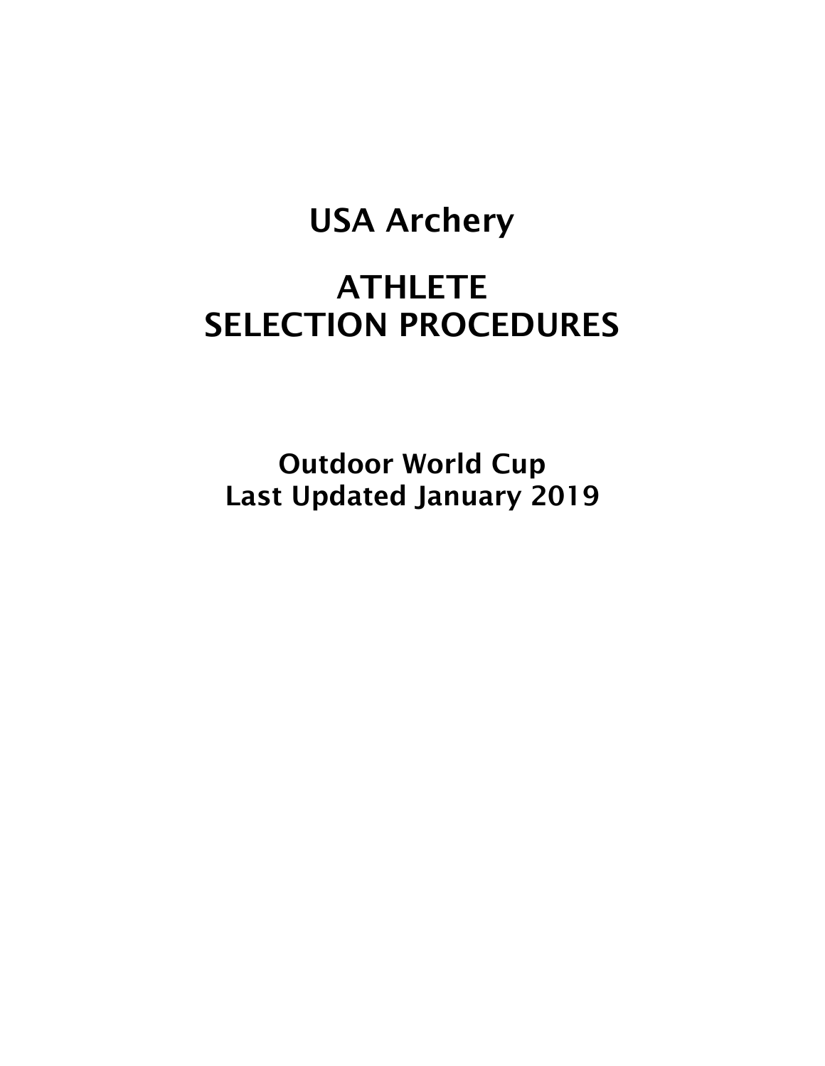# USA Archery

# ATHLETE SELECTION PROCEDURES

## Outdoor World Cup
## Last Updated January 2019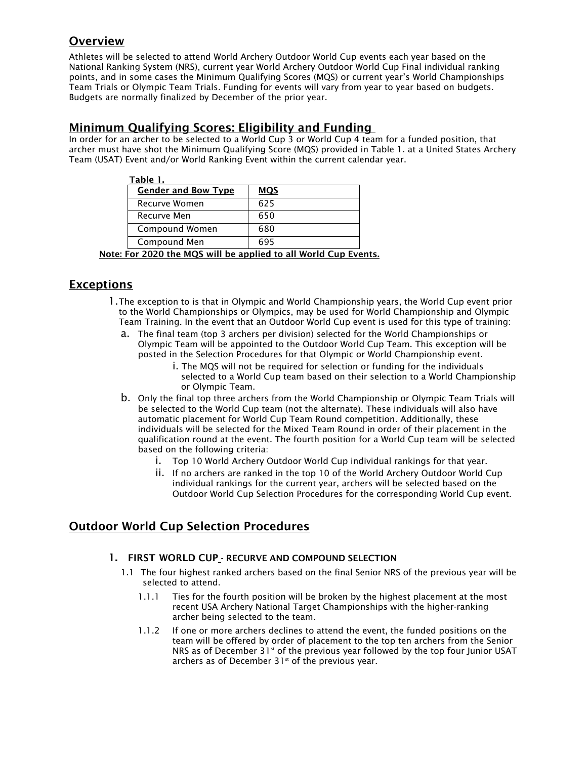## Overview

Athletes will be selected to attend World Archery Outdoor World Cup events each year based on the National Ranking System (NRS), current year World Archery Outdoor World Cup Final individual ranking points, and in some cases the Minimum Qualifying Scores (MQS) or current year's World Championships Team Trials or Olympic Team Trials. Funding for events will vary from year to year based on budgets. Budgets are normally finalized by December of the prior year.

## Minimum Qualifying Scores: Eligibility and Funding

In order for an archer to be selected to a World Cup 3 or World Cup 4 team for a funded position, that archer must have shot the Minimum Qualifying Score (MQS) provided in Table 1. at a United States Archery Team (USAT) Event and/or World Ranking Event within the current calendar year.

**Table 1.**

| Gender and Bow Type | MQS |
|---|---|
| Recurve Women | 625 |
| Recurve Men | 650 |
| Compound Women | 680 |
| Compound Men | 695 |

**Note: For 2020 the MQS will be applied to all World Cup Events.**

## Exceptions

1. The exception to is that in Olympic and World Championship years, the World Cup event prior to the World Championships or Olympics, may be used for World Championship and Olympic Team Training. In the event that an Outdoor World Cup event is used for this type of training:
   a. The final team (top 3 archers per division) selected for the World Championships or Olympic Team will be appointed to the Outdoor World Cup Team. This exception will be posted in the Selection Procedures for that Olympic or World Championship event.
      i. The MQS will not be required for selection or funding for the individuals selected to a World Cup team based on their selection to a World Championship or Olympic Team.
   b. Only the final top three archers from the World Championship or Olympic Team Trials will be selected to the World Cup team (not the alternate). These individuals will also have automatic placement for World Cup Team Round competition. Additionally, these individuals will be selected for the Mixed Team Round in order of their placement in the qualification round at the event. The fourth position for a World Cup team will be selected based on the following criteria:
      i. Top 10 World Archery Outdoor World Cup individual rankings for that year.
      ii. If no archers are ranked in the top 10 of the World Archery Outdoor World Cup individual rankings for the current year, archers will be selected based on the Outdoor World Cup Selection Procedures for the corresponding World Cup event.

## Outdoor World Cup Selection Procedures

### 1. FIRST WORLD CUP - RECURVE AND COMPOUND SELECTION

1.1 The four highest ranked archers based on the final Senior NRS of the previous year will be selected to attend.

1.1.1 Ties for the fourth position will be broken by the highest placement at the most recent USA Archery National Target Championships with the higher-ranking archer being selected to the team.

1.1.2 If one or more archers declines to attend the event, the funded positions on the team will be offered by order of placement to the top ten archers from the Senior NRS as of December 31st of the previous year followed by the top four Junior USAT archers as of December 31st of the previous year.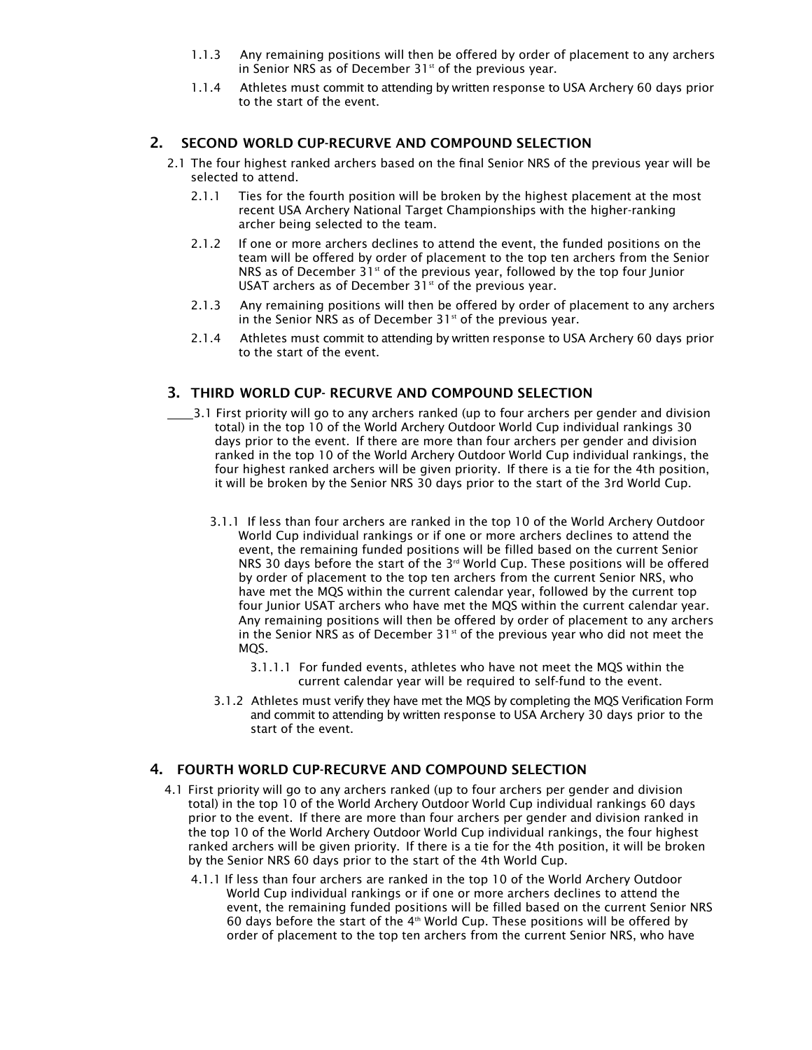1.1.3 Any remaining positions will then be offered by order of placement to any archers in Senior NRS as of December 31st of the previous year.

1.1.4 Athletes must commit to attending by written response to USA Archery 60 days prior to the start of the event.

## 2. SECOND WORLD CUP-RECURVE AND COMPOUND SELECTION

2.1 The four highest ranked archers based on the final Senior NRS of the previous year will be selected to attend.

2.1.1 Ties for the fourth position will be broken by the highest placement at the most recent USA Archery National Target Championships with the higher-ranking archer being selected to the team.

2.1.2 If one or more archers declines to attend the event, the funded positions on the team will be offered by order of placement to the top ten archers from the Senior NRS as of December 31st of the previous year, followed by the top four Junior USAT archers as of December 31st of the previous year.

2.1.3 Any remaining positions will then be offered by order of placement to any archers in the Senior NRS as of December 31st of the previous year.

2.1.4 Athletes must commit to attending by written response to USA Archery 60 days prior to the start of the event.

## 3. THIRD WORLD CUP- RECURVE AND COMPOUND SELECTION

3.1 First priority will go to any archers ranked (up to four archers per gender and division total) in the top 10 of the World Archery Outdoor World Cup individual rankings 30 days prior to the event. If there are more than four archers per gender and division ranked in the top 10 of the World Archery Outdoor World Cup individual rankings, the four highest ranked archers will be given priority. If there is a tie for the 4th position, it will be broken by the Senior NRS 30 days prior to the start of the 3rd World Cup.

3.1.1 If less than four archers are ranked in the top 10 of the World Archery Outdoor World Cup individual rankings or if one or more archers declines to attend the event, the remaining funded positions will be filled based on the current Senior NRS 30 days before the start of the 3rd World Cup. These positions will be offered by order of placement to the top ten archers from the current Senior NRS, who have met the MQS within the current calendar year, followed by the current top four Junior USAT archers who have met the MQS within the current calendar year. Any remaining positions will then be offered by order of placement to any archers in the Senior NRS as of December 31st of the previous year who did not meet the MQS.

3.1.1.1 For funded events, athletes who have not meet the MQS within the current calendar year will be required to self-fund to the event.

3.1.2 Athletes must verify they have met the MQS by completing the MQS Verification Form and commit to attending by written response to USA Archery 30 days prior to the start of the event.

## 4. FOURTH WORLD CUP-RECURVE AND COMPOUND SELECTION

4.1 First priority will go to any archers ranked (up to four archers per gender and division total) in the top 10 of the World Archery Outdoor World Cup individual rankings 60 days prior to the event. If there are more than four archers per gender and division ranked in the top 10 of the World Archery Outdoor World Cup individual rankings, the four highest ranked archers will be given priority. If there is a tie for the 4th position, it will be broken by the Senior NRS 60 days prior to the start of the 4th World Cup.

4.1.1 If less than four archers are ranked in the top 10 of the World Archery Outdoor World Cup individual rankings or if one or more archers declines to attend the event, the remaining funded positions will be filled based on the current Senior NRS 60 days before the start of the 4th World Cup. These positions will be offered by order of placement to the top ten archers from the current Senior NRS, who have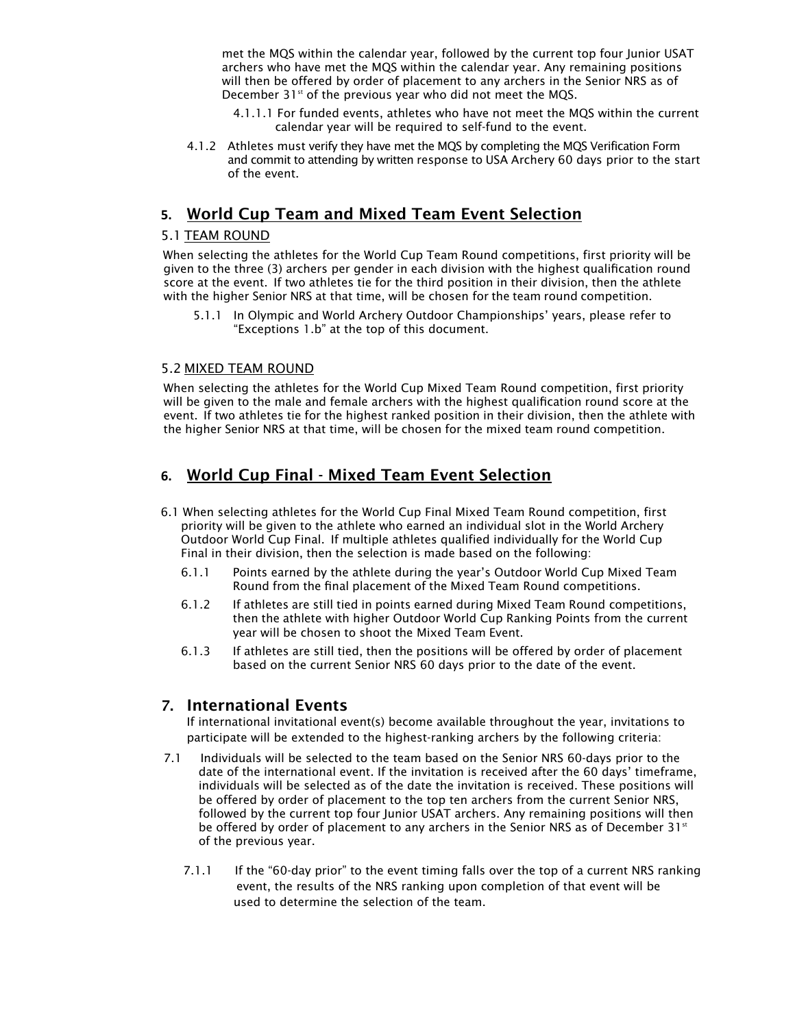met the MQS within the calendar year, followed by the current top four Junior USAT archers who have met the MQS within the calendar year. Any remaining positions will then be offered by order of placement to any archers in the Senior NRS as of December 31st of the previous year who did not meet the MQS.

4.1.1.1 For funded events, athletes who have not meet the MQS within the current calendar year will be required to self-fund to the event.

4.1.2 Athletes must verify they have met the MQS by completing the MQS Verification Form and commit to attending by written response to USA Archery 60 days prior to the start of the event.

## 5. World Cup Team and Mixed Team Event Selection

### 5.1 TEAM ROUND

When selecting the athletes for the World Cup Team Round competitions, first priority will be given to the three (3) archers per gender in each division with the highest qualification round score at the event. If two athletes tie for the third position in their division, then the athlete with the higher Senior NRS at that time, will be chosen for the team round competition.

5.1.1 In Olympic and World Archery Outdoor Championships' years, please refer to "Exceptions 1.b" at the top of this document.

### 5.2 MIXED TEAM ROUND

When selecting the athletes for the World Cup Mixed Team Round competition, first priority will be given to the male and female archers with the highest qualification round score at the event. If two athletes tie for the highest ranked position in their division, then the athlete with the higher Senior NRS at that time, will be chosen for the mixed team round competition.

## 6. World Cup Final - Mixed Team Event Selection

6.1 When selecting athletes for the World Cup Final Mixed Team Round competition, first priority will be given to the athlete who earned an individual slot in the World Archery Outdoor World Cup Final. If multiple athletes qualified individually for the World Cup Final in their division, then the selection is made based on the following:

6.1.1 Points earned by the athlete during the year's Outdoor World Cup Mixed Team Round from the final placement of the Mixed Team Round competitions.

6.1.2 If athletes are still tied in points earned during Mixed Team Round competitions, then the athlete with higher Outdoor World Cup Ranking Points from the current year will be chosen to shoot the Mixed Team Event.

6.1.3 If athletes are still tied, then the positions will be offered by order of placement based on the current Senior NRS 60 days prior to the date of the event.

## 7. International Events

If international invitational event(s) become available throughout the year, invitations to participate will be extended to the highest-ranking archers by the following criteria:

7.1 Individuals will be selected to the team based on the Senior NRS 60-days prior to the date of the international event. If the invitation is received after the 60 days' timeframe, individuals will be selected as of the date the invitation is received. These positions will be offered by order of placement to the top ten archers from the current Senior NRS, followed by the current top four Junior USAT archers. Any remaining positions will then be offered by order of placement to any archers in the Senior NRS as of December 31st of the previous year.

7.1.1 If the "60-day prior" to the event timing falls over the top of a current NRS ranking event, the results of the NRS ranking upon completion of that event will be used to determine the selection of the team.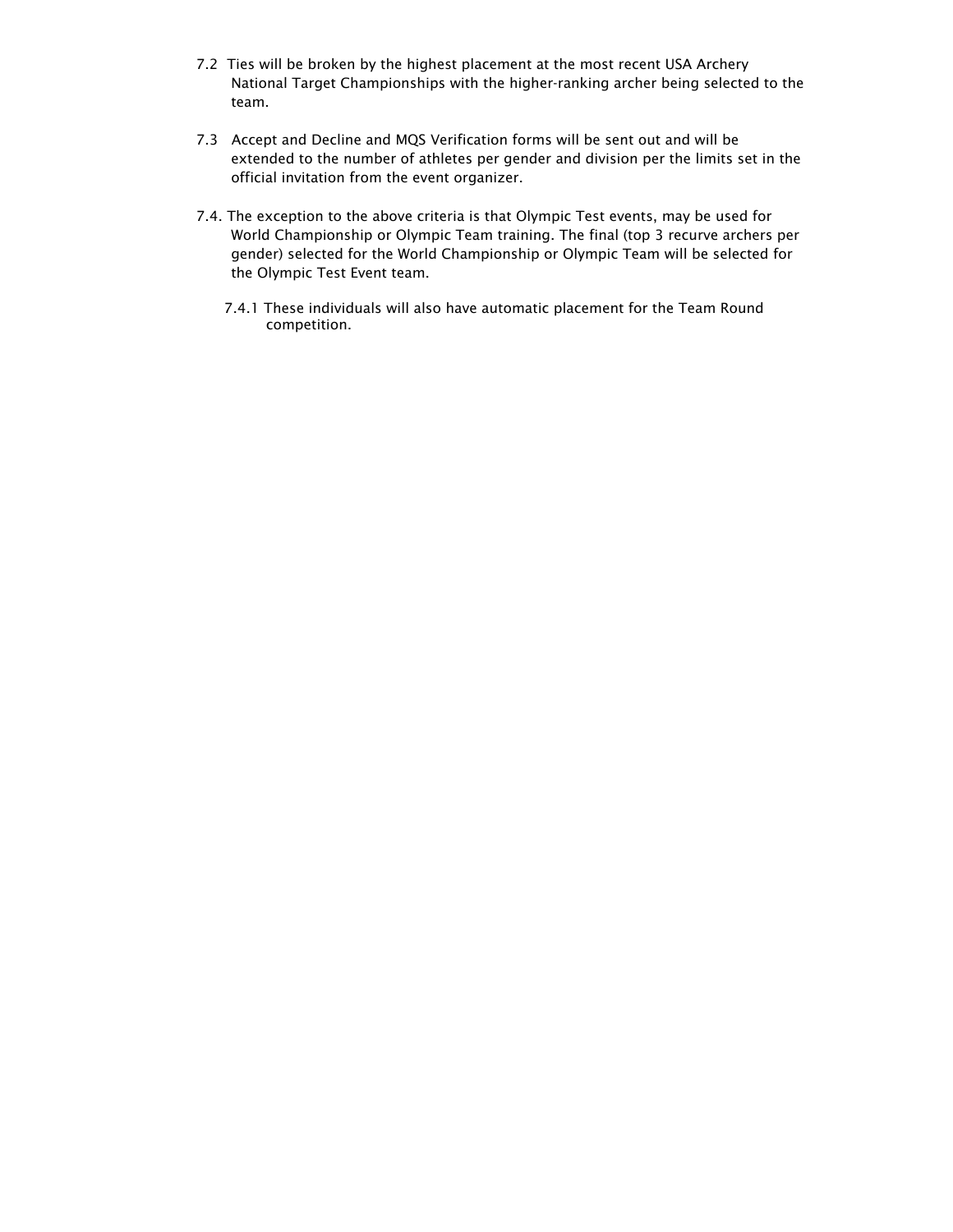7.2 Ties will be broken by the highest placement at the most recent USA Archery National Target Championships with the higher-ranking archer being selected to the team.

7.3 Accept and Decline and MQS Verification forms will be sent out and will be extended to the number of athletes per gender and division per the limits set in the official invitation from the event organizer.

7.4. The exception to the above criteria is that Olympic Test events, may be used for World Championship or Olympic Team training. The final (top 3 recurve archers per gender) selected for the World Championship or Olympic Team will be selected for the Olympic Test Event team.

7.4.1 These individuals will also have automatic placement for the Team Round competition.